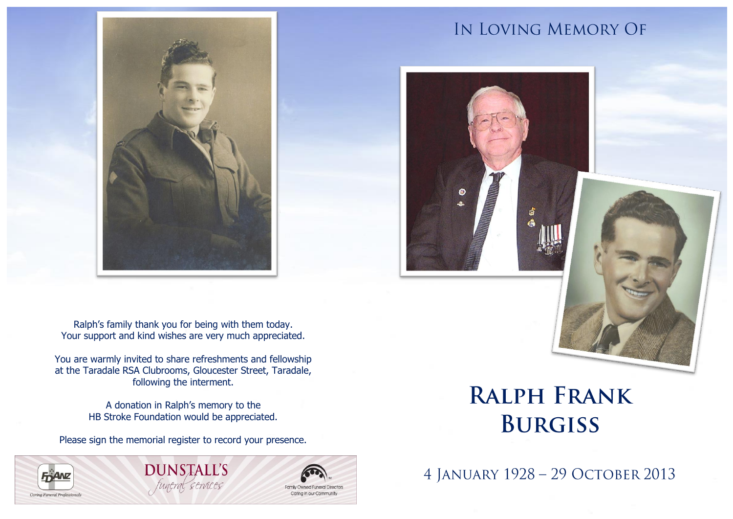Ralph's family thank you for being with them today.
Your support and kind wishes are very much appreciated.

You are warmly invited to share refreshments and fellowship at the Taradale RSA Clubrooms, Gloucester Street, Taradale, following the interment.

A donation in Ralph's memory to the HB Stroke Foundation would be appreciated.

Please sign the memorial register to record your presence.

FDANZ
*Caring Funeral Professionals*

DUNSTALL'S
*funeral services*

Family Owned Funeral Directors
Caring in our Community

## In Loving Memory Of

# Ralph Frank Burgiss

4 January 1928 – 29 October 2013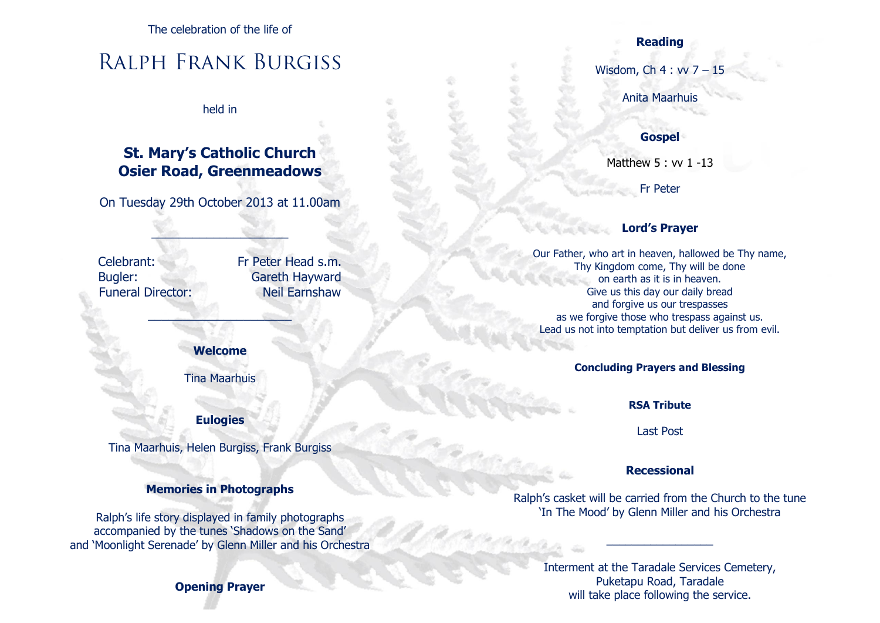The celebration of the life of

# Ralph Frank Burgiss

held in

**St. Mary's Catholic Church**
**Osier Road, Greenmeadows**

On Tuesday 29th October 2013 at 11.00am

---

| | |
|---|---|
| Celebrant: | Fr Peter Head s.m. |
| Bugler: | Gareth Hayward |
| Funeral Director: | Neil Earnshaw |

---

**Welcome**

Tina Maarhuis

**Eulogies**

Tina Maarhuis, Helen Burgiss, Frank Burgiss

**Memories in Photographs**

Ralph's life story displayed in family photographs accompanied by the tunes 'Shadows on the Sand' and 'Moonlight Serenade' by Glenn Miller and his Orchestra

**Opening Prayer**

**Reading**

Wisdom, Ch 4 : vv 7 – 15

Anita Maarhuis

**Gospel**

Matthew 5 : vv 1 -13

Fr Peter

**Lord's Prayer**

Our Father, who art in heaven, hallowed be Thy name,
Thy Kingdom come, Thy will be done
on earth as it is in heaven.
Give us this day our daily bread
and forgive us our trespasses
as we forgive those who trespass against us.
Lead us not into temptation but deliver us from evil.

**Concluding Prayers and Blessing**

**RSA Tribute**

Last Post

**Recessional**

Ralph's casket will be carried from the Church to the tune 'In The Mood' by Glenn Miller and his Orchestra

---

Interment at the Taradale Services Cemetery,
Puketapu Road, Taradale
will take place following the service.